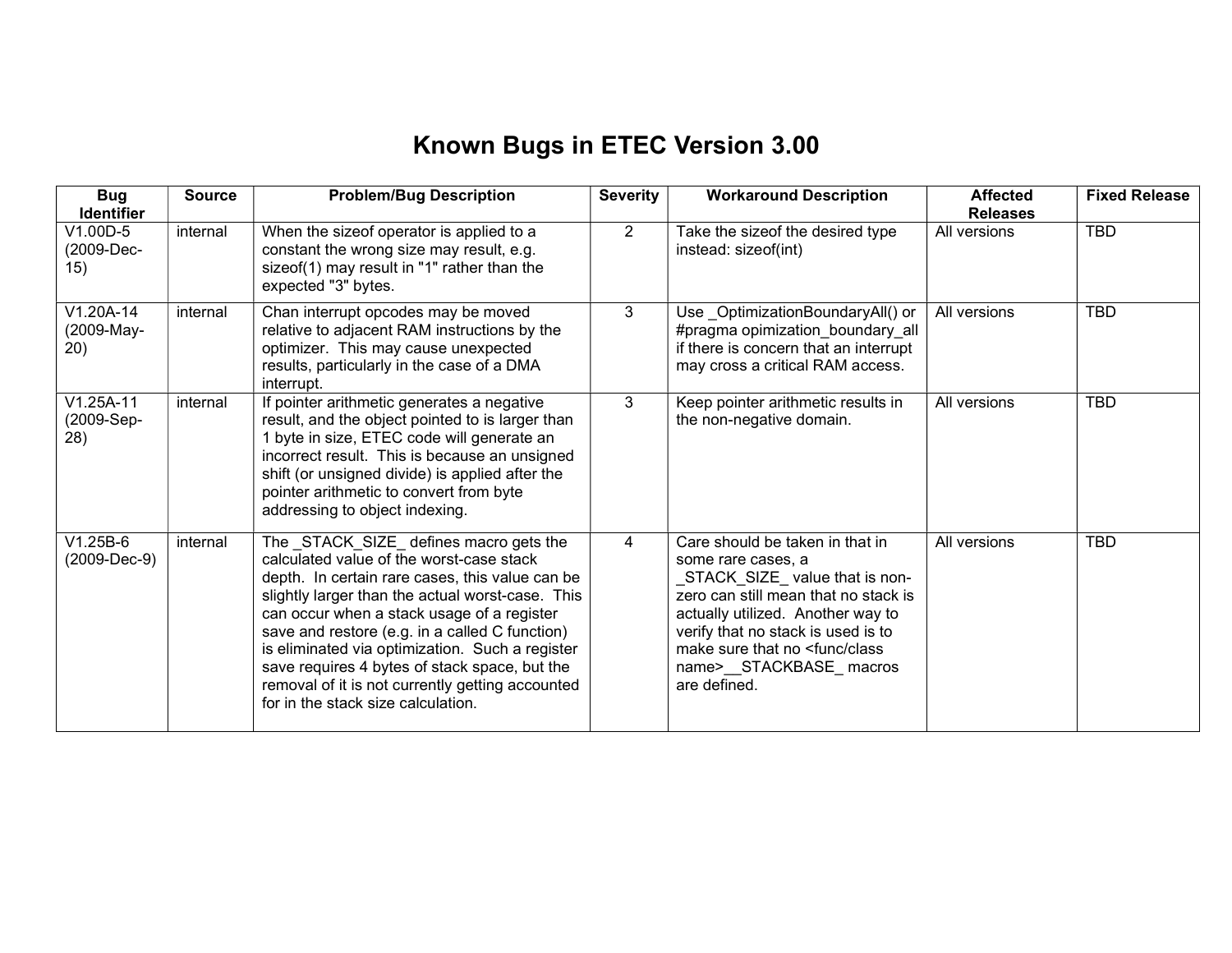# Known Bugs in ETEC Version 3.00

| Bug Identifier | Source | Problem/Bug Description | Severity | Workaround Description | Affected Releases | Fixed Release |
|---|---|---|---|---|---|---|
| V1.00D-5 (2009-Dec-15) | internal | When the sizeof operator is applied to a constant the wrong size may result, e.g. sizeof(1) may result in "1" rather than the expected "3" bytes. | 2 | Take the sizeof the desired type instead: sizeof(int) | All versions | TBD |
| V1.20A-14 (2009-May-20) | internal | Chan interrupt opcodes may be moved relative to adjacent RAM instructions by the optimizer. This may cause unexpected results, particularly in the case of a DMA interrupt. | 3 | Use _OptimizationBoundaryAll() or #pragma opimization_boundary_all if there is concern that an interrupt may cross a critical RAM access. | All versions | TBD |
| V1.25A-11 (2009-Sep-28) | internal | If pointer arithmetic generates a negative result, and the object pointed to is larger than 1 byte in size, ETEC code will generate an incorrect result. This is because an unsigned shift (or unsigned divide) is applied after the pointer arithmetic to convert from byte addressing to object indexing. | 3 | Keep pointer arithmetic results in the non-negative domain. | All versions | TBD |
| V1.25B-6 (2009-Dec-9) | internal | The _STACK_SIZE_ defines macro gets the calculated value of the worst-case stack depth. In certain rare cases, this value can be slightly larger than the actual worst-case. This can occur when a stack usage of a register save and restore (e.g. in a called C function) is eliminated via optimization. Such a register save requires 4 bytes of stack space, but the removal of it is not currently getting accounted for in the stack size calculation. | 4 | Care should be taken in that in some rare cases, a _STACK_SIZE_ value that is non-zero can still mean that no stack is actually utilized. Another way to verify that no stack is used is to make sure that no <func/class name>__STACKBASE_ macros are defined. | All versions | TBD |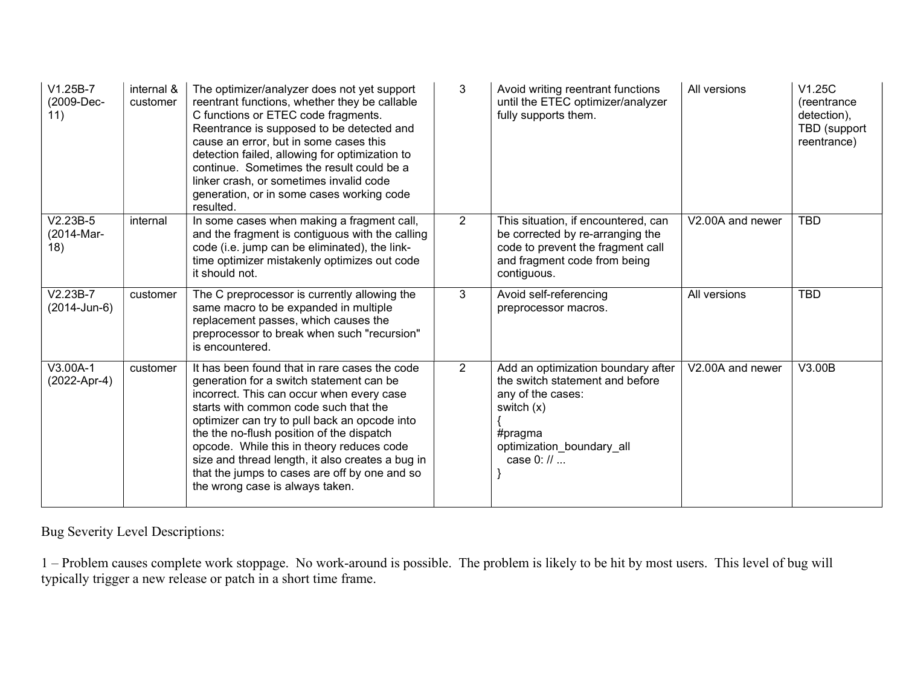| | | | | | | |
|---|---|---|---|---|---|---|
| V1.25B-7 (2009-Dec-11) | internal & customer | The optimizer/analyzer does not yet support reentrant functions, whether they be callable C functions or ETEC code fragments. Reentrance is supposed to be detected and cause an error, but in some cases this detection failed, allowing for optimization to continue. Sometimes the result could be a linker crash, or sometimes invalid code generation, or in some cases working code resulted. | 3 | Avoid writing reentrant functions until the ETEC optimizer/analyzer fully supports them. | All versions | V1.25C (reentrance detection), TBD (support reentrance) |
| V2.23B-5 (2014-Mar-18) | internal | In some cases when making a fragment call, and the fragment is contiguous with the calling code (i.e. jump can be eliminated), the link-time optimizer mistakenly optimizes out code it should not. | 2 | This situation, if encountered, can be corrected by re-arranging the code to prevent the fragment call and fragment code from being contiguous. | V2.00A and newer | TBD |
| V2.23B-7 (2014-Jun-6) | customer | The C preprocessor is currently allowing the same macro to be expanded in multiple replacement passes, which causes the preprocessor to break when such "recursion" is encountered. | 3 | Avoid self-referencing preprocessor macros. | All versions | TBD |
| V3.00A-1 (2022-Apr-4) | customer | It has been found that in rare cases the code generation for a switch statement can be incorrect. This can occur when every case starts with common code such that the optimizer can try to pull back an opcode into the the no-flush position of the dispatch opcode. While this in theory reduces code size and thread length, it also creates a bug in that the jumps to cases are off by one and so the wrong case is always taken. | 2 | Add an optimization boundary after the switch statement and before any of the cases:<br>switch (x)<br>{<br>#pragma optimization_boundary_all<br>  case 0: // ...<br>} | V2.00A and newer | V3.00B |

Bug Severity Level Descriptions:

1 – Problem causes complete work stoppage. No work-around is possible. The problem is likely to be hit by most users. This level of bug will typically trigger a new release or patch in a short time frame.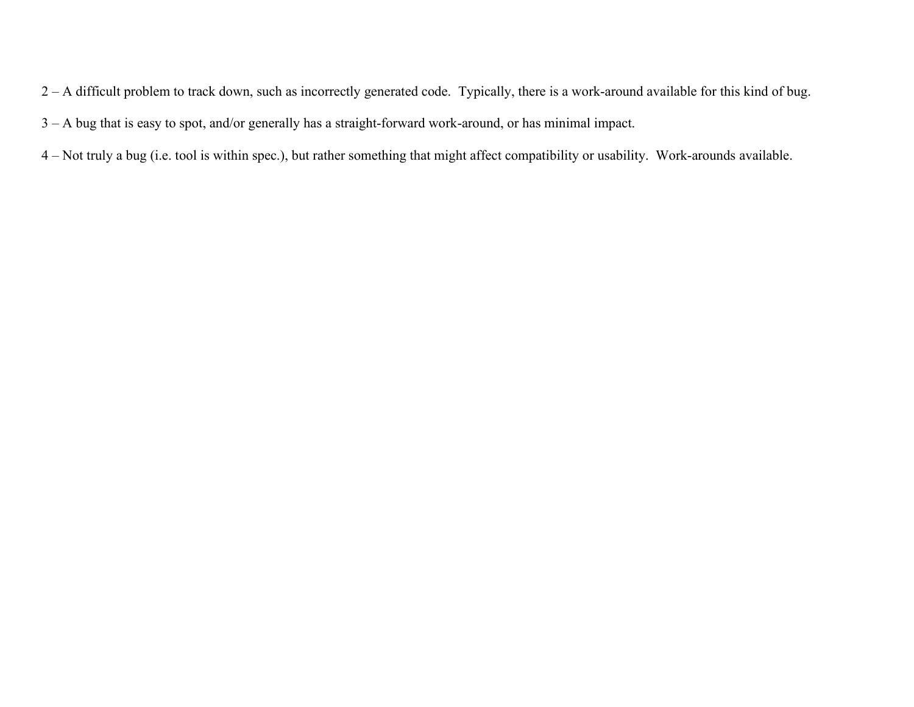2 – A difficult problem to track down, such as incorrectly generated code.  Typically, there is a work-around available for this kind of bug.

3 – A bug that is easy to spot, and/or generally has a straight-forward work-around, or has minimal impact.

4 – Not truly a bug (i.e. tool is within spec.), but rather something that might affect compatibility or usability.  Work-arounds available.